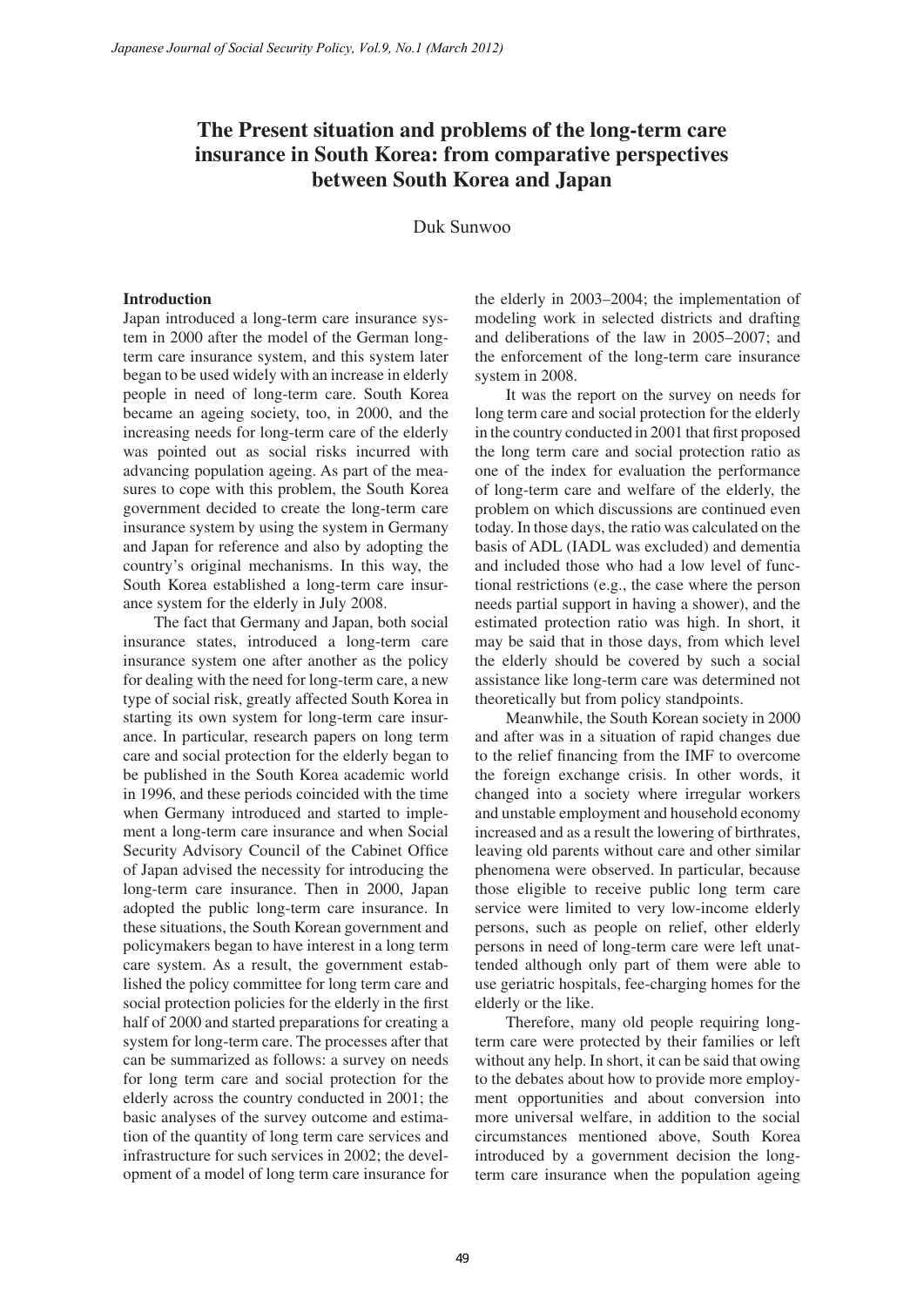# The Present situation and problems of the long-term care insurance in South Korea: from comparative perspectives between South Korea and Japan

Duk Sunwoo

## Introduction

Japan introduced a long-term care insurance system in 2000 after the model of the German long-term care insurance system, and this system later began to be used widely with an increase in elderly people in need of long-term care. South Korea became an ageing society, too, in 2000, and the increasing needs for long-term care of the elderly was pointed out as social risks incurred with advancing population ageing. As part of the measures to cope with this problem, the South Korea government decided to create the long-term care insurance system by using the system in Germany and Japan for reference and also by adopting the country's original mechanisms. In this way, the South Korea established a long-term care insurance system for the elderly in July 2008.

The fact that Germany and Japan, both social insurance states, introduced a long-term care insurance system one after another as the policy for dealing with the need for long-term care, a new type of social risk, greatly affected South Korea in starting its own system for long-term care insurance. In particular, research papers on long term care and social protection for the elderly began to be published in the South Korea academic world in 1996, and these periods coincided with the time when Germany introduced and started to implement a long-term care insurance and when Social Security Advisory Council of the Cabinet Office of Japan advised the necessity for introducing the long-term care insurance. Then in 2000, Japan adopted the public long-term care insurance. In these situations, the South Korean government and policymakers began to have interest in a long term care system. As a result, the government established the policy committee for long term care and social protection policies for the elderly in the first half of 2000 and started preparations for creating a system for long-term care. The processes after that can be summarized as follows: a survey on needs for long term care and social protection for the elderly across the country conducted in 2001; the basic analyses of the survey outcome and estimation of the quantity of long term care services and infrastructure for such services in 2002; the development of a model of long term care insurance for the elderly in 2003–2004; the implementation of modeling work in selected districts and drafting and deliberations of the law in 2005–2007; and the enforcement of the long-term care insurance system in 2008.

It was the report on the survey on needs for long term care and social protection for the elderly in the country conducted in 2001 that first proposed the long term care and social protection ratio as one of the index for evaluation the performance of long-term care and welfare of the elderly, the problem on which discussions are continued even today. In those days, the ratio was calculated on the basis of ADL (IADL was excluded) and dementia and included those who had a low level of functional restrictions (e.g., the case where the person needs partial support in having a shower), and the estimated protection ratio was high. In short, it may be said that in those days, from which level the elderly should be covered by such a social assistance like long-term care was determined not theoretically but from policy standpoints.

Meanwhile, the South Korean society in 2000 and after was in a situation of rapid changes due to the relief financing from the IMF to overcome the foreign exchange crisis. In other words, it changed into a society where irregular workers and unstable employment and household economy increased and as a result the lowering of birthrates, leaving old parents without care and other similar phenomena were observed. In particular, because those eligible to receive public long term care service were limited to very low-income elderly persons, such as people on relief, other elderly persons in need of long-term care were left unattended although only part of them were able to use geriatric hospitals, fee-charging homes for the elderly or the like.

Therefore, many old people requiring long-term care were protected by their families or left without any help. In short, it can be said that owing to the debates about how to provide more employment opportunities and about conversion into more universal welfare, in addition to the social circumstances mentioned above, South Korea introduced by a government decision the long-term care insurance when the population ageing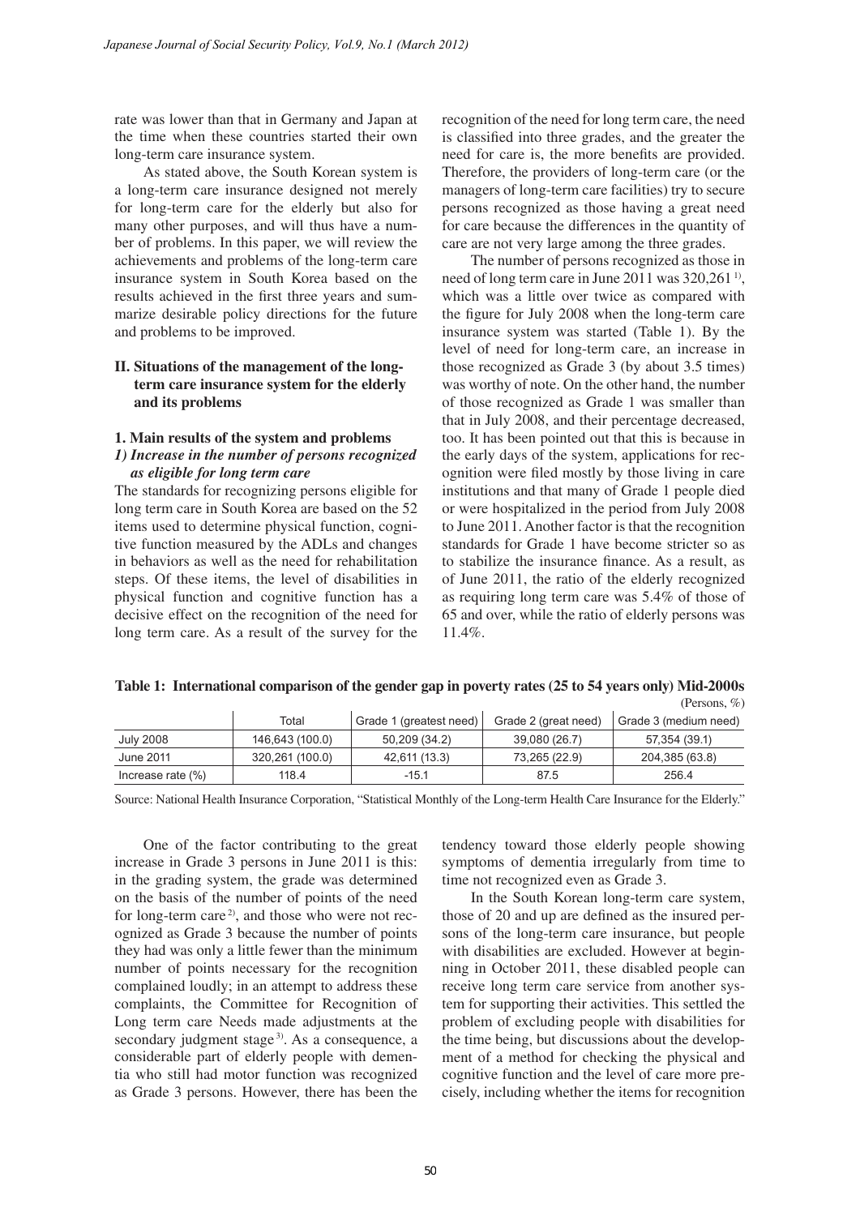rate was lower than that in Germany and Japan at the time when these countries started their own long-term care insurance system.

As stated above, the South Korean system is a long-term care insurance designed not merely for long-term care for the elderly but also for many other purposes, and will thus have a number of problems. In this paper, we will review the achievements and problems of the long-term care insurance system in South Korea based on the results achieved in the first three years and summarize desirable policy directions for the future and problems to be improved.

## II. Situations of the management of the long-term care insurance system for the elderly and its problems

### 1. Main results of the system and problems

#### *1) Increase in the number of persons recognized as eligible for long term care*

The standards for recognizing persons eligible for long term care in South Korea are based on the 52 items used to determine physical function, cognitive function measured by the ADLs and changes in behaviors as well as the need for rehabilitation steps. Of these items, the level of disabilities in physical function and cognitive function has a decisive effect on the recognition of the need for long term care. As a result of the survey for the recognition of the need for long term care, the need is classified into three grades, and the greater the need for care is, the more benefits are provided. Therefore, the providers of long-term care (or the managers of long-term care facilities) try to secure persons recognized as those having a great need for care because the differences in the quantity of care are not very large among the three grades.

The number of persons recognized as those in need of long term care in June 2011 was 320,261 [1], which was a little over twice as compared with the figure for July 2008 when the long-term care insurance system was started (Table 1). By the level of need for long-term care, an increase in those recognized as Grade 3 (by about 3.5 times) was worthy of note. On the other hand, the number of those recognized as Grade 1 was smaller than that in July 2008, and their percentage decreased, too. It has been pointed out that this is because in the early days of the system, applications for recognition were filed mostly by those living in care institutions and that many of Grade 1 people died or were hospitalized in the period from July 2008 to June 2011. Another factor is that the recognition standards for Grade 1 have become stricter so as to stabilize the insurance finance. As a result, as of June 2011, the ratio of the elderly recognized as requiring long term care was 5.4% of those of 65 and over, while the ratio of elderly persons was 11.4%.

**Table 1: International comparison of the gender gap in poverty rates (25 to 54 years only) Mid-2000s**

(Persons, %)

| | Total | Grade 1 (greatest need) | Grade 2 (great need) | Grade 3 (medium need) |
|---|---|---|---|---|
| July 2008 | 146,643 (100.0) | 50,209 (34.2) | 39,080 (26.7) | 57,354 (39.1) |
| June 2011 | 320,261 (100.0) | 42,611 (13.3) | 73,265 (22.9) | 204,385 (63.8) |
| Increase rate (%) | 118.4 | -15.1 | 87.5 | 256.4 |

Source: National Health Insurance Corporation, "Statistical Monthly of the Long-term Health Care Insurance for the Elderly."

One of the factor contributing to the great increase in Grade 3 persons in June 2011 is this: in the grading system, the grade was determined on the basis of the number of points of the need for long-term care [2], and those who were not recognized as Grade 3 because the number of points they had was only a little fewer than the minimum number of points necessary for the recognition complained loudly; in an attempt to address these complaints, the Committee for Recognition of Long term care Needs made adjustments at the secondary judgment stage [3]. As a consequence, a considerable part of elderly people with dementia who still had motor function was recognized as Grade 3 persons. However, there has been the tendency toward those elderly people showing symptoms of dementia irregularly from time to time not recognized even as Grade 3.

In the South Korean long-term care system, those of 20 and up are defined as the insured persons of the long-term care insurance, but people with disabilities are excluded. However at beginning in October 2011, these disabled people can receive long term care service from another system for supporting their activities. This settled the problem of excluding people with disabilities for the time being, but discussions about the development of a method for checking the physical and cognitive function and the level of care more precisely, including whether the items for recognition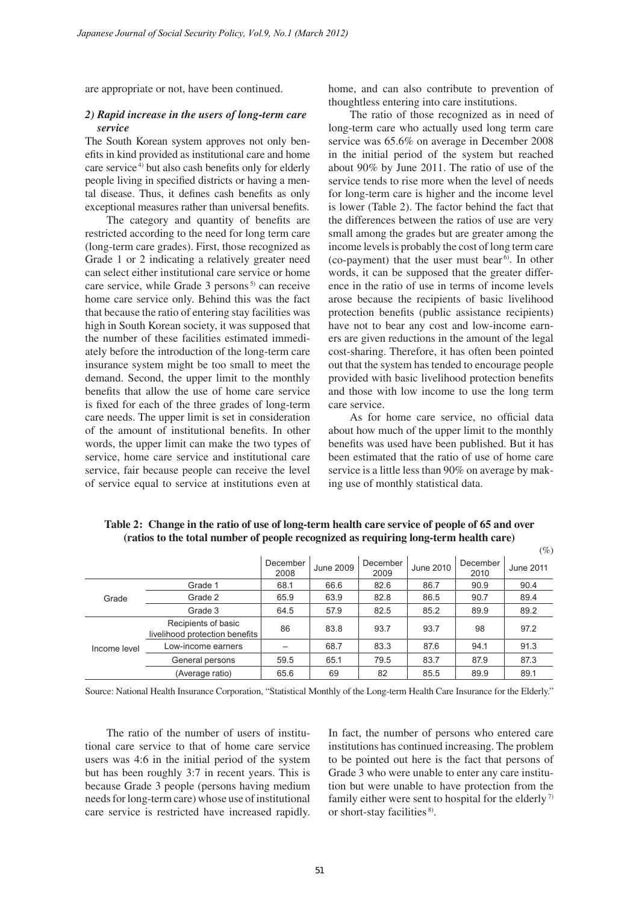are appropriate or not, have been continued.

### *2) Rapid increase in the users of long-term care service*

The South Korean system approves not only benefits in kind provided as institutional care and home care service[4)] but also cash benefits only for elderly people living in specified districts or having a mental disease. Thus, it defines cash benefits as only exceptional measures rather than universal benefits.

The category and quantity of benefits are restricted according to the need for long term care (long-term care grades). First, those recognized as Grade 1 or 2 indicating a relatively greater need can select either institutional care service or home care service, while Grade 3 persons[5)] can receive home care service only. Behind this was the fact that because the ratio of entering stay facilities was high in South Korean society, it was supposed that the number of these facilities estimated immediately before the introduction of the long-term care insurance system might be too small to meet the demand. Second, the upper limit to the monthly benefits that allow the use of home care service is fixed for each of the three grades of long-term care needs. The upper limit is set in consideration of the amount of institutional benefits. In other words, the upper limit can make the two types of service, home care service and institutional care service, fair because people can receive the level of service equal to service at institutions even at home, and can also contribute to prevention of thoughtless entering into care institutions.

The ratio of those recognized as in need of long-term care who actually used long term care service was 65.6% on average in December 2008 in the initial period of the system but reached about 90% by June 2011. The ratio of use of the service tends to rise more when the level of needs for long-term care is higher and the income level is lower (Table 2). The factor behind the fact that the differences between the ratios of use are very small among the grades but are greater among the income levels is probably the cost of long term care (co-payment) that the user must bear[6)]. In other words, it can be supposed that the greater difference in the ratio of use in terms of income levels arose because the recipients of basic livelihood protection benefits (public assistance recipients) have not to bear any cost and low-income earners are given reductions in the amount of the legal cost-sharing. Therefore, it has often been pointed out that the system has tended to encourage people provided with basic livelihood protection benefits and those with low income to use the long term care service.

As for home care service, no official data about how much of the upper limit to the monthly benefits was used have been published. But it has been estimated that the ratio of use of home care service is a little less than 90% on average by making use of monthly statistical data.

**Table 2: Change in the ratio of use of long-term health care service of people of 65 and over (ratios to the total number of people recognized as requiring long-term health care)**

(%)

| | | December 2008 | June 2009 | December 2009 | June 2010 | December 2010 | June 2011 |
|---|---|---|---|---|---|---|---|
| Grade | Grade 1 | 68.1 | 66.6 | 82.6 | 86.7 | 90.9 | 90.4 |
| | Grade 2 | 65.9 | 63.9 | 82.8 | 86.5 | 90.7 | 89.4 |
| | Grade 3 | 64.5 | 57.9 | 82.5 | 85.2 | 89.9 | 89.2 |
| Income level | Recipients of basic livelihood protection benefits | 86 | 83.8 | 93.7 | 93.7 | 98 | 97.2 |
| | Low-income earners | – | 68.7 | 83.3 | 87.6 | 94.1 | 91.3 |
| | General persons | 59.5 | 65.1 | 79.5 | 83.7 | 87.9 | 87.3 |
| | (Average ratio) | 65.6 | 69 | 82 | 85.5 | 89.9 | 89.1 |

Source: National Health Insurance Corporation, "Statistical Monthly of the Long-term Health Care Insurance for the Elderly."

The ratio of the number of users of institutional care service to that of home care service users was 4:6 in the initial period of the system but has been roughly 3:7 in recent years. This is because Grade 3 people (persons having medium needs for long-term care) whose use of institutional care service is restricted have increased rapidly. In fact, the number of persons who entered care institutions has continued increasing. The problem to be pointed out here is the fact that persons of Grade 3 who were unable to enter any care institution but were unable to have protection from the family either were sent to hospital for the elderly[7)] or short-stay facilities[8)].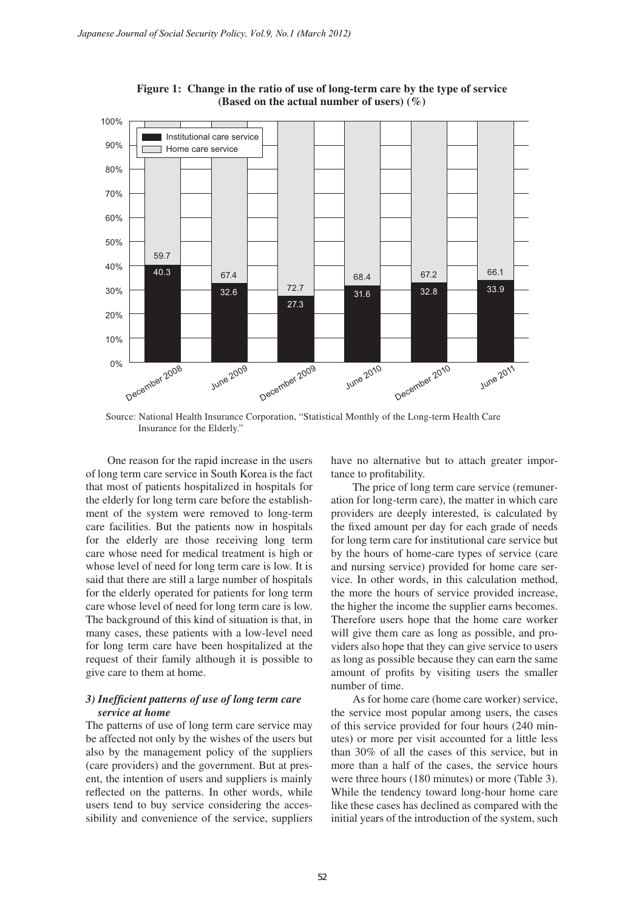**Figure 1: Change in the ratio of use of long-term care by the type of service (Based on the actual number of users) (%)**

| | December 2008 | June 2009 | December 2009 | June 2010 | December 2010 | June 2011 |
|---|---|---|---|---|---|---|
| Institutional care service | 40.3 | 32.6 | 27.3 | 31.6 | 32.8 | 33.9 |
| Home care service | 59.7 | 67.4 | 72.7 | 68.4 | 67.2 | 66.1 |

Source: National Health Insurance Corporation, "Statistical Monthly of the Long-term Health Care Insurance for the Elderly."

One reason for the rapid increase in the users of long term care service in South Korea is the fact that most of patients hospitalized in hospitals for the elderly for long term care before the establishment of the system were removed to long-term care facilities. But the patients now in hospitals for the elderly are those receiving long term care whose need for medical treatment is high or whose level of need for long term care is low. It is said that there are still a large number of hospitals for the elderly operated for patients for long term care whose level of need for long term care is low. The background of this kind of situation is that, in many cases, these patients with a low-level need for long term care have been hospitalized at the request of their family although it is possible to give care to them at home.

### *3) Inefficient patterns of use of long term care service at home*

The patterns of use of long term care service may be affected not only by the wishes of the users but also by the management policy of the suppliers (care providers) and the government. But at present, the intention of users and suppliers is mainly reflected on the patterns. In other words, while users tend to buy service considering the accessibility and convenience of the service, suppliers have no alternative but to attach greater importance to profitability.

The price of long term care service (remuneration for long-term care), the matter in which care providers are deeply interested, is calculated by the fixed amount per day for each grade of needs for long term care for institutional care service but by the hours of home-care types of service (care and nursing service) provided for home care service. In other words, in this calculation method, the more the hours of service provided increase, the higher the income the supplier earns becomes. Therefore users hope that the home care worker will give them care as long as possible, and providers also hope that they can give service to users as long as possible because they can earn the same amount of profits by visiting users the smaller number of time.

As for home care (home care worker) service, the service most popular among users, the cases of this service provided for four hours (240 minutes) or more per visit accounted for a little less than 30% of all the cases of this service, but in more than a half of the cases, the service hours were three hours (180 minutes) or more (Table 3). While the tendency toward long-hour home care like these cases has declined as compared with the initial years of the introduction of the system, such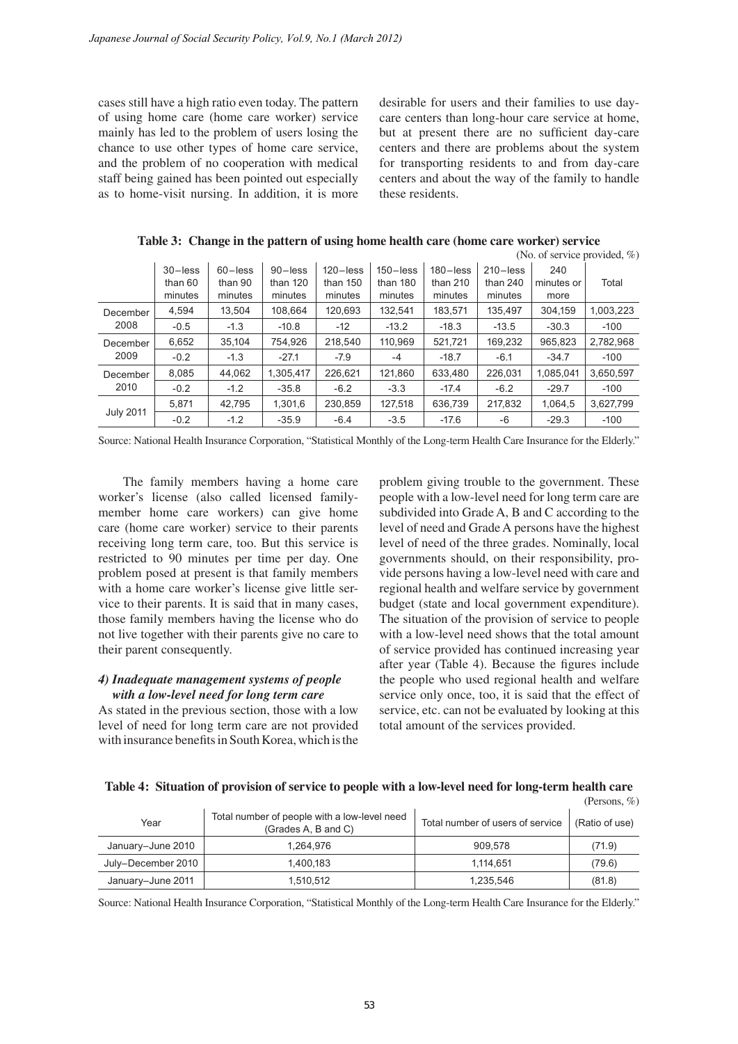cases still have a high ratio even today. The pattern of using home care (home care worker) service mainly has led to the problem of users losing the chance to use other types of home care service, and the problem of no cooperation with medical staff being gained has been pointed out especially as to home-visit nursing. In addition, it is more desirable for users and their families to use day-care centers than long-hour care service at home, but at present there are no sufficient day-care centers and there are problems about the system for transporting residents to and from day-care centers and about the way of the family to handle these residents.

**Table 3: Change in the pattern of using home health care (home care worker) service**

(No. of service provided, %)

| | 30–less than 60 minutes | 60–less than 90 minutes | 90–less than 120 minutes | 120–less than 150 minutes | 150–less than 180 minutes | 180–less than 210 minutes | 210–less than 240 minutes | 240 minutes or more | Total |
|---|---|---|---|---|---|---|---|---|---|
| December 2008 | 4,594 | 13,504 | 108,664 | 120,693 | 132,541 | 183,571 | 135,497 | 304,159 | 1,003,223 |
| | -0.5 | -1.3 | -10.8 | -12 | -13.2 | -18.3 | -13.5 | -30.3 | -100 |
| December 2009 | 6,652 | 35,104 | 754,926 | 218,540 | 110,969 | 521,721 | 169,232 | 965,823 | 2,782,968 |
| | -0.2 | -1.3 | -27.1 | -7.9 | -4 | -18.7 | -6.1 | -34.7 | -100 |
| December 2010 | 8,085 | 44,062 | 1,305,417 | 226,621 | 121,860 | 633,480 | 226,031 | 1,085,041 | 3,650,597 |
| | -0.2 | -1.2 | -35.8 | -6.2 | -3.3 | -17.4 | -6.2 | -29.7 | -100 |
| July 2011 | 5,871 | 42,795 | 1,301,6 | 230,859 | 127,518 | 636,739 | 217,832 | 1,064,5 | 3,627,799 |
| | -0.2 | -1.2 | -35.9 | -6.4 | -3.5 | -17.6 | -6 | -29.3 | -100 |

Source: National Health Insurance Corporation, "Statistical Monthly of the Long-term Health Care Insurance for the Elderly."

The family members having a home care worker's license (also called licensed family-member home care workers) can give home care (home care worker) service to their parents receiving long term care, too. But this service is restricted to 90 minutes per time per day. One problem posed at present is that family members with a home care worker's license give little service to their parents. It is said that in many cases, those family members having the license who do not live together with their parents give no care to their parent consequently.

#### *4) Inadequate management systems of people with a low-level need for long term care*

As stated in the previous section, those with a low level of need for long term care are not provided with insurance benefits in South Korea, which is the problem giving trouble to the government. These people with a low-level need for long term care are subdivided into Grade A, B and C according to the level of need and Grade A persons have the highest level of need of the three grades. Nominally, local governments should, on their responsibility, provide persons having a low-level need with care and regional health and welfare service by government budget (state and local government expenditure). The situation of the provision of service to people with a low-level need shows that the total amount of service provided has continued increasing year after year (Table 4). Because the figures include the people who used regional health and welfare service only once, too, it is said that the effect of service, etc. can not be evaluated by looking at this total amount of the services provided.

**Table 4: Situation of provision of service to people with a low-level need for long-term health care**

(Persons, %)

| Year | Total number of people with a low-level need (Grades A, B and C) | Total number of users of service | (Ratio of use) |
|---|---|---|---|
| January–June 2010 | 1,264,976 | 909,578 | (71.9) |
| July–December 2010 | 1,400,183 | 1,114,651 | (79.6) |
| January–June 2011 | 1,510,512 | 1,235,546 | (81.8) |

Source: National Health Insurance Corporation, "Statistical Monthly of the Long-term Health Care Insurance for the Elderly."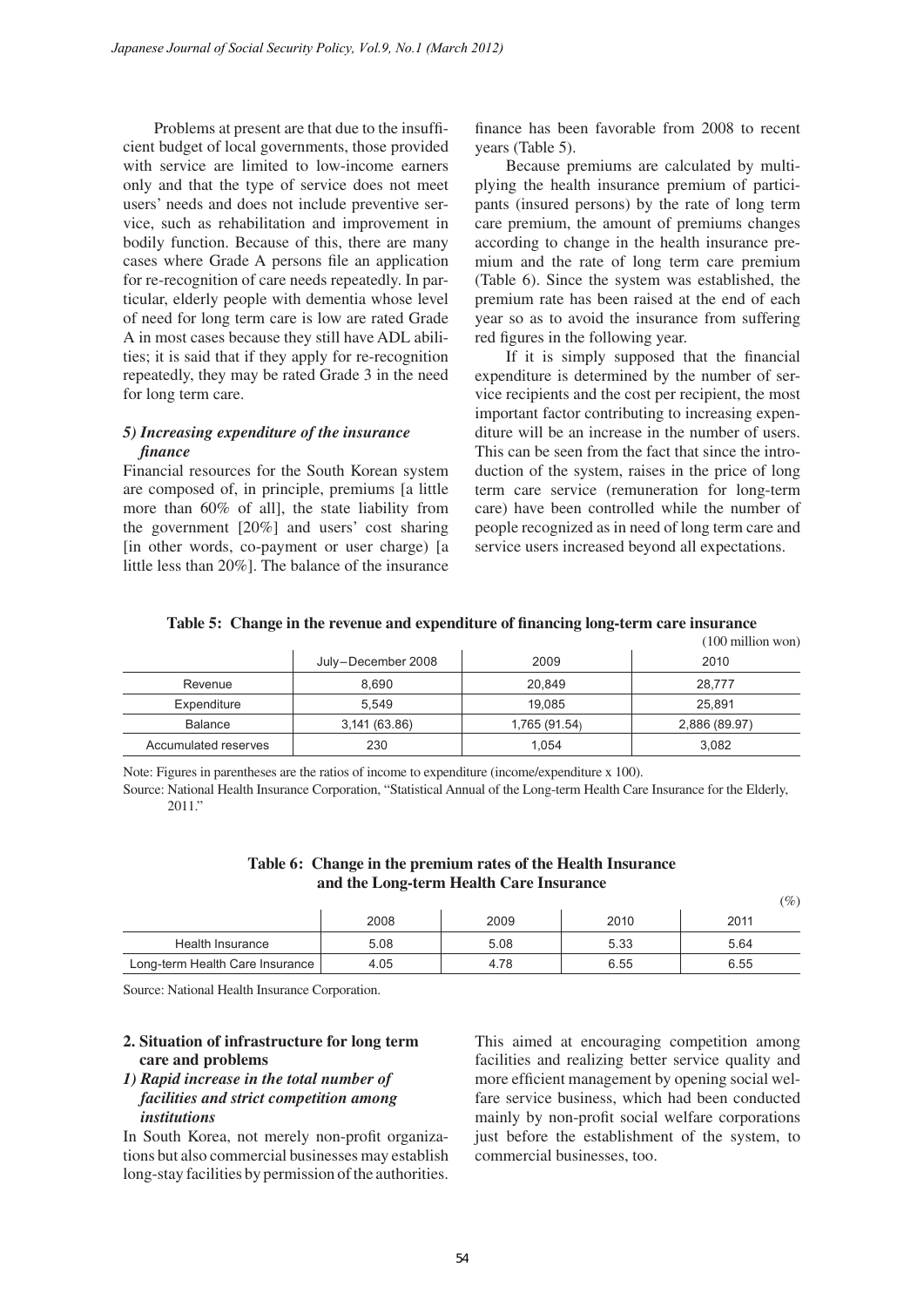Problems at present are that due to the insufficient budget of local governments, those provided with service are limited to low-income earners only and that the type of service does not meet users' needs and does not include preventive service, such as rehabilitation and improvement in bodily function. Because of this, there are many cases where Grade A persons file an application for re-recognition of care needs repeatedly. In particular, elderly people with dementia whose level of need for long term care is low are rated Grade A in most cases because they still have ADL abilities; it is said that if they apply for re-recognition repeatedly, they may be rated Grade 3 in the need for long term care.

### *5) Increasing expenditure of the insurance finance*

Financial resources for the South Korean system are composed of, in principle, premiums [a little more than 60% of all], the state liability from the government [20%] and users' cost sharing [in other words, co-payment or user charge) [a little less than 20%]. The balance of the insurance finance has been favorable from 2008 to recent years (Table 5).

Because premiums are calculated by multiplying the health insurance premium of participants (insured persons) by the rate of long term care premium, the amount of premiums changes according to change in the health insurance premium and the rate of long term care premium (Table 6). Since the system was established, the premium rate has been raised at the end of each year so as to avoid the insurance from suffering red figures in the following year.

If it is simply supposed that the financial expenditure is determined by the number of service recipients and the cost per recipient, the most important factor contributing to increasing expenditure will be an increase in the number of users. This can be seen from the fact that since the introduction of the system, raises in the price of long term care service (remuneration for long-term care) have been controlled while the number of people recognized as in need of long term care and service users increased beyond all expectations.

**Table 5: Change in the revenue and expenditure of financing long-term care insurance**

(100 million won)

| | July–December 2008 | 2009 | 2010 |
|---|---|---|---|
| Revenue | 8,690 | 20,849 | 28,777 |
| Expenditure | 5,549 | 19,085 | 25,891 |
| Balance | 3,141 (63.86) | 1,765 (91.54) | 2,886 (89.97) |
| Accumulated reserves | 230 | 1,054 | 3,082 |

Note: Figures in parentheses are the ratios of income to expenditure (income/expenditure x 100).

Source: National Health Insurance Corporation, "Statistical Annual of the Long-term Health Care Insurance for the Elderly, 2011."

**Table 6: Change in the premium rates of the Health Insurance and the Long-term Health Care Insurance**

(%)

| | 2008 | 2009 | 2010 | 2011 |
|---|---|---|---|---|
| Health Insurance | 5.08 | 5.08 | 5.33 | 5.64 |
| Long-term Health Care Insurance | 4.05 | 4.78 | 6.55 | 6.55 |

Source: National Health Insurance Corporation.

## 2. Situation of infrastructure for long term care and problems

### *1) Rapid increase in the total number of facilities and strict competition among institutions*

In South Korea, not merely non-profit organizations but also commercial businesses may establish long-stay facilities by permission of the authorities. This aimed at encouraging competition among facilities and realizing better service quality and more efficient management by opening social welfare service business, which had been conducted mainly by non-profit social welfare corporations just before the establishment of the system, to commercial businesses, too.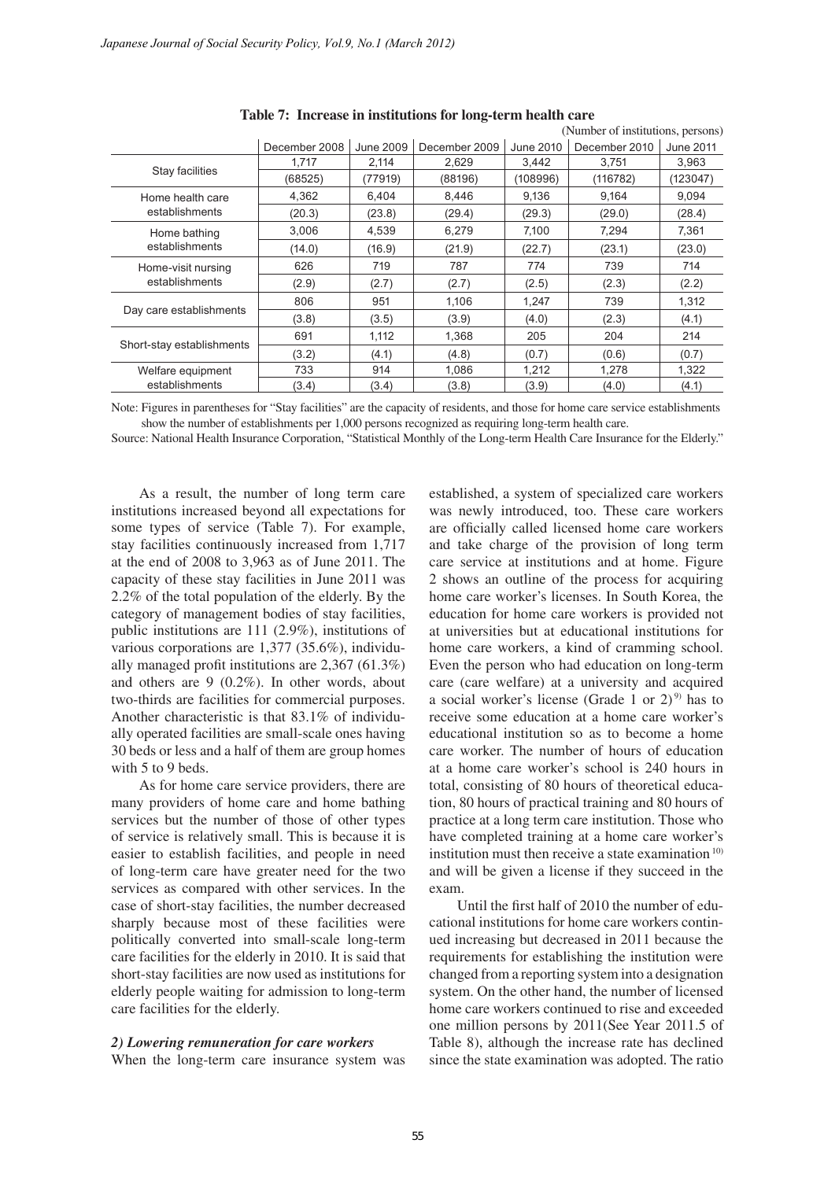**Table 7: Increase in institutions for long-term health care**

(Number of institutions, persons)

| | December 2008 | June 2009 | December 2009 | June 2010 | December 2010 | June 2011 |
|---|---|---|---|---|---|---|
| Stay facilities | 1,717 | 2,114 | 2,629 | 3,442 | 3,751 | 3,963 |
| | (68525) | (77919) | (88196) | (108996) | (116782) | (123047) |
| Home health care establishments | 4,362 | 6,404 | 8,446 | 9,136 | 9,164 | 9,094 |
| | (20.3) | (23.8) | (29.4) | (29.3) | (29.0) | (28.4) |
| Home bathing establishments | 3,006 | 4,539 | 6,279 | 7,100 | 7,294 | 7,361 |
| | (14.0) | (16.9) | (21.9) | (22.7) | (23.1) | (23.0) |
| Home-visit nursing establishments | 626 | 719 | 787 | 774 | 739 | 714 |
| | (2.9) | (2.7) | (2.7) | (2.5) | (2.3) | (2.2) |
| Day care establishments | 806 | 951 | 1,106 | 1,247 | 739 | 1,312 |
| | (3.8) | (3.5) | (3.9) | (4.0) | (2.3) | (4.1) |
| Short-stay establishments | 691 | 1,112 | 1,368 | 205 | 204 | 214 |
| | (3.2) | (4.1) | (4.8) | (0.7) | (0.6) | (0.7) |
| Welfare equipment establishments | 733 | 914 | 1,086 | 1,212 | 1,278 | 1,322 |
| | (3.4) | (3.4) | (3.8) | (3.9) | (4.0) | (4.1) |

Note: Figures in parentheses for "Stay facilities" are the capacity of residents, and those for home care service establishments show the number of establishments per 1,000 persons recognized as requiring long-term health care.

Source: National Health Insurance Corporation, "Statistical Monthly of the Long-term Health Care Insurance for the Elderly."

As a result, the number of long term care institutions increased beyond all expectations for some types of service (Table 7). For example, stay facilities continuously increased from 1,717 at the end of 2008 to 3,963 as of June 2011. The capacity of these stay facilities in June 2011 was 2.2% of the total population of the elderly. By the category of management bodies of stay facilities, public institutions are 111 (2.9%), institutions of various corporations are 1,377 (35.6%), individually managed profit institutions are 2,367 (61.3%) and others are 9 (0.2%). In other words, about two-thirds are facilities for commercial purposes. Another characteristic is that 83.1% of individually operated facilities are small-scale ones having 30 beds or less and a half of them are group homes with 5 to 9 beds.

As for home care service providers, there are many providers of home care and home bathing services but the number of those of other types of service is relatively small. This is because it is easier to establish facilities, and people in need of long-term care have greater need for the two services as compared with other services. In the case of short-stay facilities, the number decreased sharply because most of these facilities were politically converted into small-scale long-term care facilities for the elderly in 2010. It is said that short-stay facilities are now used as institutions for elderly people waiting for admission to long-term care facilities for the elderly.

### *2) Lowering remuneration for care workers*

When the long-term care insurance system was established, a system of specialized care workers was newly introduced, too. These care workers are officially called licensed home care workers and take charge of the provision of long term care service at institutions and at home. Figure 2 shows an outline of the process for acquiring home care worker's licenses. In South Korea, the education for home care workers is provided not at universities but at educational institutions for home care workers, a kind of cramming school. Even the person who had education on long-term care (care welfare) at a university and acquired a social worker's license (Grade 1 or 2)[9] has to receive some education at a home care worker's educational institution so as to become a home care worker. The number of hours of education at a home care worker's school is 240 hours in total, consisting of 80 hours of theoretical education, 80 hours of practical training and 80 hours of practice at a long term care institution. Those who have completed training at a home care worker's institution must then receive a state examination[10] and will be given a license if they succeed in the exam.

Until the first half of 2010 the number of educational institutions for home care workers continued increasing but decreased in 2011 because the requirements for establishing the institution were changed from a reporting system into a designation system. On the other hand, the number of licensed home care workers continued to rise and exceeded one million persons by 2011(See Year 2011.5 of Table 8), although the increase rate has declined since the state examination was adopted. The ratio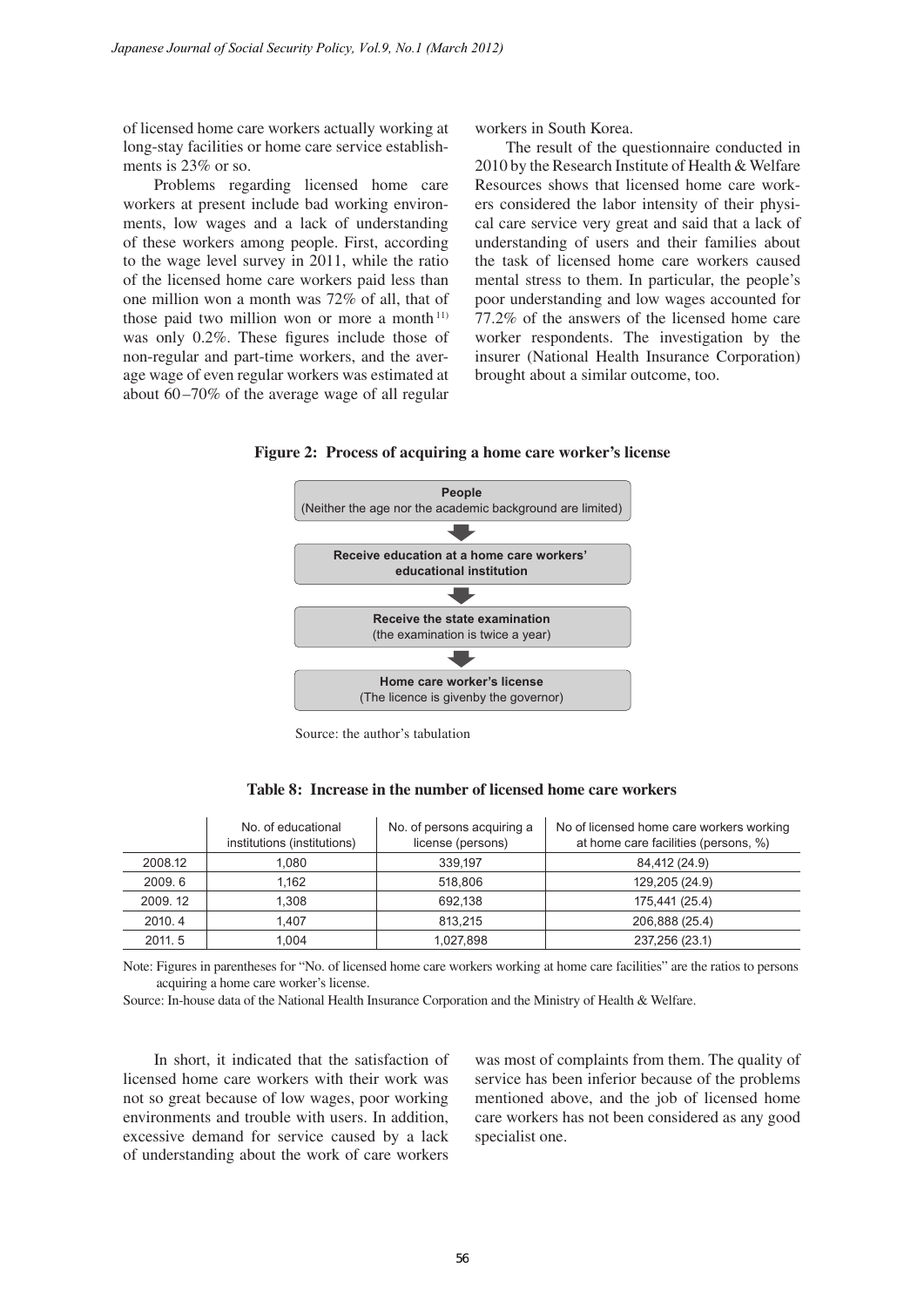of licensed home care workers actually working at long-stay facilities or home care service establishments is 23% or so.

Problems regarding licensed home care workers at present include bad working environments, low wages and a lack of understanding of these workers among people. First, according to the wage level survey in 2011, while the ratio of the licensed home care workers paid less than one million won a month was 72% of all, that of those paid two million won or more a month[11] was only 0.2%. These figures include those of non-regular and part-time workers, and the average wage of even regular workers was estimated at about 60–70% of the average wage of all regular workers in South Korea.

The result of the questionnaire conducted in 2010 by the Research Institute of Health & Welfare Resources shows that licensed home care workers considered the labor intensity of their physical care service very great and said that a lack of understanding of users and their families about the task of licensed home care workers caused mental stress to them. In particular, the people's poor understanding and low wages accounted for 77.2% of the answers of the licensed home care worker respondents. The investigation by the insurer (National Health Insurance Corporation) brought about a similar outcome, too.

**Figure 2: Process of acquiring a home care worker's license**

**People**
(Neither the age nor the academic background are limited)

↓

**Receive education at a home care workers' educational institution**

↓

**Receive the state examination**
(the examination is twice a year)

↓

**Home care worker's license**
(The licence is givenby the governor)

Source: the author's tabulation

**Table 8: Increase in the number of licensed home care workers**

| | No. of educational institutions (institutions) | No. of persons acquiring a license (persons) | No of licensed home care workers working at home care facilities (persons, %) |
|---|---|---|---|
| 2008.12 | 1,080 | 339,197 | 84,412 (24.9) |
| 2009. 6 | 1,162 | 518,806 | 129,205 (24.9) |
| 2009. 12 | 1,308 | 692,138 | 175,441 (25.4) |
| 2010. 4 | 1,407 | 813,215 | 206,888 (25.4) |
| 2011. 5 | 1,004 | 1,027,898 | 237,256 (23.1) |

Note: Figures in parentheses for "No. of licensed home care workers working at home care facilities" are the ratios to persons acquiring a home care worker's license.

Source: In-house data of the National Health Insurance Corporation and the Ministry of Health & Welfare.

In short, it indicated that the satisfaction of licensed home care workers with their work was not so great because of low wages, poor working environments and trouble with users. In addition, excessive demand for service caused by a lack of understanding about the work of care workers was most of complaints from them. The quality of service has been inferior because of the problems mentioned above, and the job of licensed home care workers has not been considered as any good specialist one.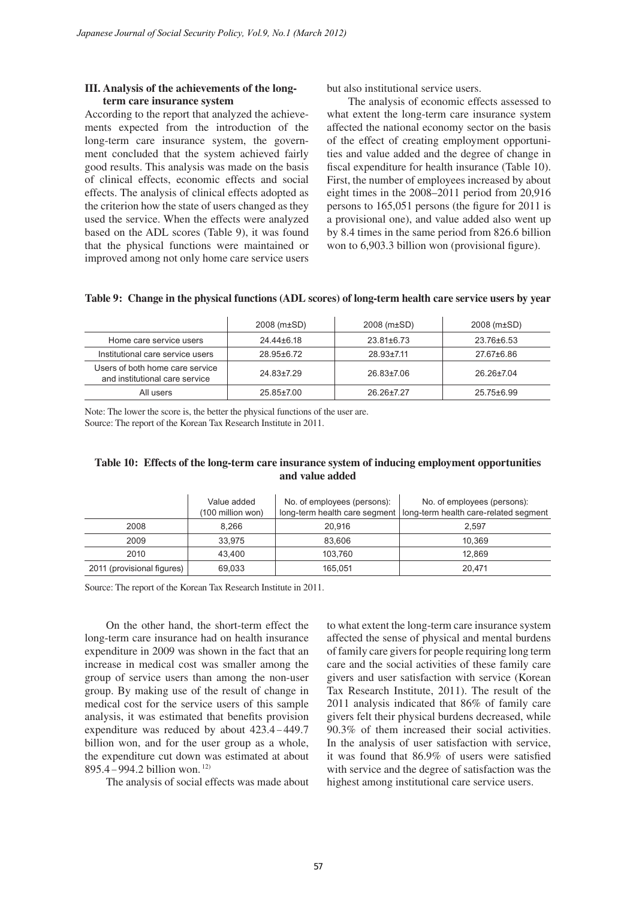### III. Analysis of the achievements of the long-term care insurance system

According to the report that analyzed the achievements expected from the introduction of the long-term care insurance system, the government concluded that the system achieved fairly good results. This analysis was made on the basis of clinical effects, economic effects and social effects. The analysis of clinical effects adopted as the criterion how the state of users changed as they used the service. When the effects were analyzed based on the ADL scores (Table 9), it was found that the physical functions were maintained or improved among not only home care service users but also institutional service users.

The analysis of economic effects assessed to what extent the long-term care insurance system affected the national economy sector on the basis of the effect of creating employment opportunities and value added and the degree of change in fiscal expenditure for health insurance (Table 10). First, the number of employees increased by about eight times in the 2008–2011 period from 20,916 persons to 165,051 persons (the figure for 2011 is a provisional one), and value added also went up by 8.4 times in the same period from 826.6 billion won to 6,903.3 billion won (provisional figure).

**Table 9: Change in the physical functions (ADL scores) of long-term health care service users by year**

| | 2008 (m±SD) | 2008 (m±SD) | 2008 (m±SD) |
|---|---|---|---|
| Home care service users | 24.44±6.18 | 23.81±6.73 | 23.76±6.53 |
| Institutional care service users | 28.95±6.72 | 28.93±7.11 | 27.67±6.86 |
| Users of both home care service and institutional care service | 24.83±7.29 | 26.83±7.06 | 26.26±7.04 |
| All users | 25.85±7.00 | 26.26±7.27 | 25.75±6.99 |

Note: The lower the score is, the better the physical functions of the user are.
Source: The report of the Korean Tax Research Institute in 2011.

**Table 10: Effects of the long-term care insurance system of inducing employment opportunities and value added**

| | Value added (100 million won) | No. of employees (persons): long-term health care segment | No. of employees (persons): long-term health care-related segment |
|---|---|---|---|
| 2008 | 8,266 | 20,916 | 2,597 |
| 2009 | 33,975 | 83,606 | 10,369 |
| 2010 | 43,400 | 103,760 | 12,869 |
| 2011 (provisional figures) | 69,033 | 165,051 | 20,471 |

Source: The report of the Korean Tax Research Institute in 2011.

On the other hand, the short-term effect the long-term care insurance had on health insurance expenditure in 2009 was shown in the fact that an increase in medical cost was smaller among the group of service users than among the non-user group. By making use of the result of change in medical cost for the service users of this sample analysis, it was estimated that benefits provision expenditure was reduced by about 423.4 – 449.7 billion won, and for the user group as a whole, the expenditure cut down was estimated at about 895.4 – 994.2 billion won. [12)]

The analysis of social effects was made about to what extent the long-term care insurance system affected the sense of physical and mental burdens of family care givers for people requiring long term care and the social activities of these family care givers and user satisfaction with service (Korean Tax Research Institute, 2011). The result of the 2011 analysis indicated that 86% of family care givers felt their physical burdens decreased, while 90.3% of them increased their social activities. In the analysis of user satisfaction with service, it was found that 86.9% of users were satisfied with service and the degree of satisfaction was the highest among institutional care service users.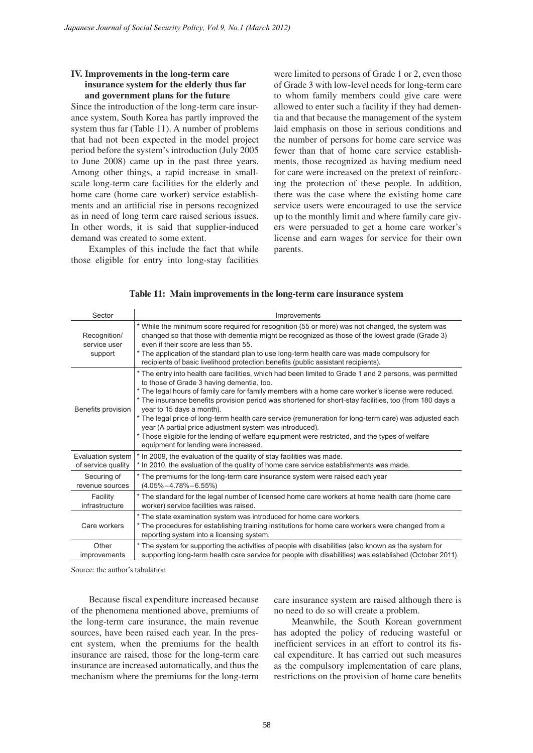## IV. Improvements in the long-term care insurance system for the elderly thus far and government plans for the future

Since the introduction of the long-term care insurance system, South Korea has partly improved the system thus far (Table 11). A number of problems that had not been expected in the model project period before the system's introduction (July 2005 to June 2008) came up in the past three years. Among other things, a rapid increase in small-scale long-term care facilities for the elderly and home care (home care worker) service establishments and an artificial rise in persons recognized as in need of long term care raised serious issues. In other words, it is said that supplier-induced demand was created to some extent.

Examples of this include the fact that while those eligible for entry into long-stay facilities were limited to persons of Grade 1 or 2, even those of Grade 3 with low-level needs for long-term care to whom family members could give care were allowed to enter such a facility if they had dementia and that because the management of the system laid emphasis on those in serious conditions and the number of persons for home care service was fewer than that of home care service establishments, those recognized as having medium need for care were increased on the pretext of reinforcing the protection of these people. In addition, there was the case where the existing home care service users were encouraged to use the service up to the monthly limit and where family care givers were persuaded to get a home care worker's license and earn wages for service for their own parents.

**Table 11: Main improvements in the long-term care insurance system**

| Sector | Improvements |
|---|---|
| Recognition/ service user support | * While the minimum score required for recognition (55 or more) was not changed, the system was changed so that those with dementia might be recognized as those of the lowest grade (Grade 3) even if their score are less than 55.<br>* The application of the standard plan to use long-term health care was made compulsory for recipients of basic livelihood protection benefits (public assistant recipients). |
| Benefits provision | * The entry into health care facilities, which had been limited to Grade 1 and 2 persons, was permitted to those of Grade 3 having dementia, too.<br>* The legal hours of family care for family members with a home care worker's license were reduced.<br>* The insurance benefits provision period was shortened for short-stay facilities, too (from 180 days a year to 15 days a month).<br>* The legal price of long-term health care service (remuneration for long-term care) was adjusted each year (A partial price adjustment system was introduced).<br>* Those eligible for the lending of welfare equipment were restricted, and the types of welfare equipment for lending were increased. |
| Evaluation system of service quality | * In 2009, the evaluation of the quality of stay facilities was made.<br>* In 2010, the evaluation of the quality of home care service establishments was made. |
| Securing of revenue sources | * The premiums for the long-term care insurance system were raised each year (4.05%–4.78%–6.55%) |
| Facility infrastructure | * The standard for the legal number of licensed home care workers at home health care (home care worker) service facilities was raised. |
| Care workers | * The state examination system was introduced for home care workers.<br>* The procedures for establishing training institutions for home care workers were changed from a reporting system into a licensing system. |
| Other improvements | * The system for supporting the activities of people with disabilities (also known as the system for supporting long-term health care service for people with disabilities) was established (October 2011). |

Source: the author's tabulation

Because fiscal expenditure increased because of the phenomena mentioned above, premiums of the long-term care insurance, the main revenue sources, have been raised each year. In the present system, when the premiums for the health insurance are raised, those for the long-term care insurance are increased automatically, and thus the mechanism where the premiums for the long-term care insurance system are raised although there is no need to do so will create a problem.

Meanwhile, the South Korean government has adopted the policy of reducing wasteful or inefficient services in an effort to control its fiscal expenditure. It has carried out such measures as the compulsory implementation of care plans, restrictions on the provision of home care benefits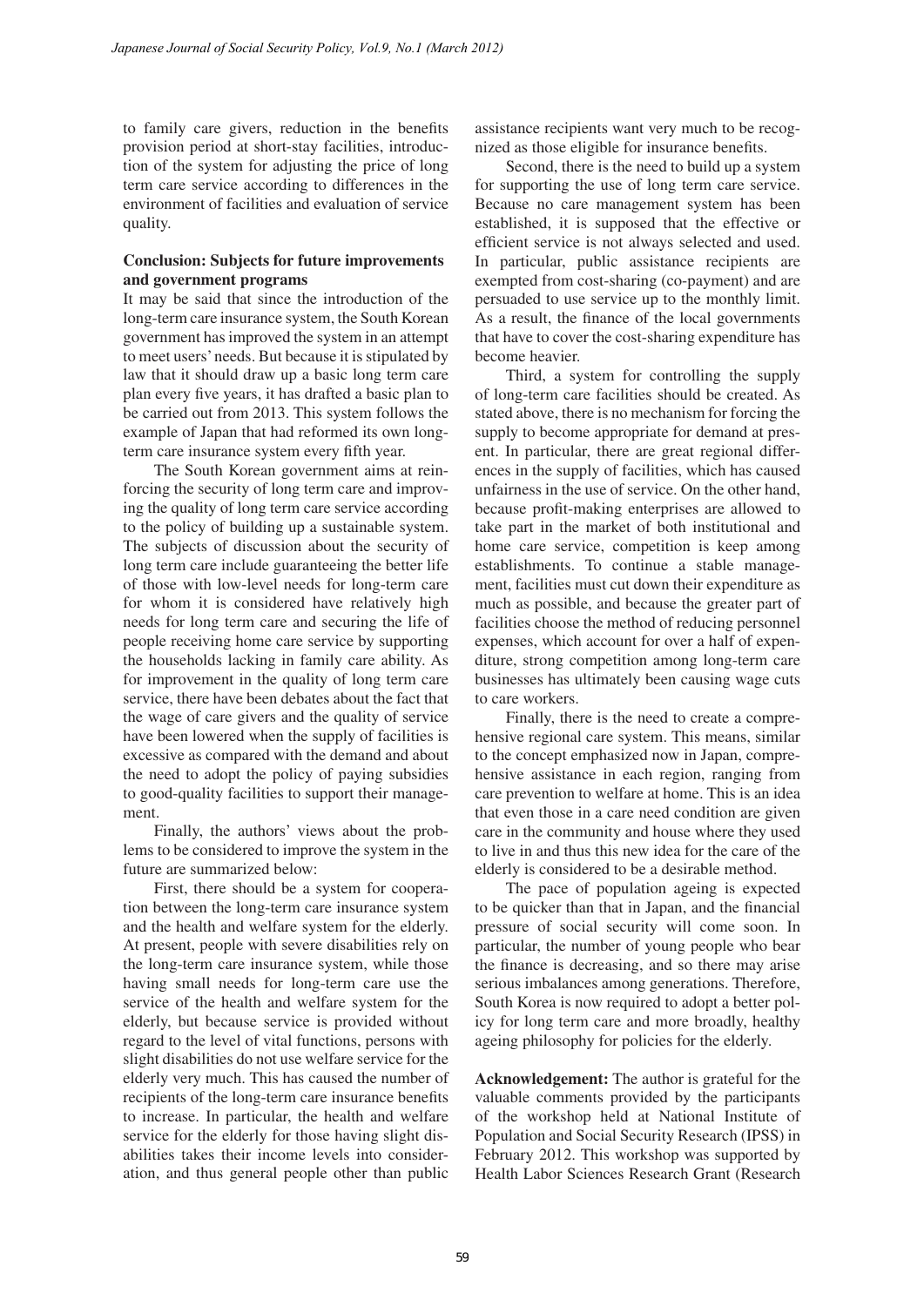to family care givers, reduction in the benefits provision period at short-stay facilities, introduction of the system for adjusting the price of long term care service according to differences in the environment of facilities and evaluation of service quality.

### Conclusion: Subjects for future improvements and government programs

It may be said that since the introduction of the long-term care insurance system, the South Korean government has improved the system in an attempt to meet users' needs. But because it is stipulated by law that it should draw up a basic long term care plan every five years, it has drafted a basic plan to be carried out from 2013. This system follows the example of Japan that had reformed its own long-term care insurance system every fifth year.

The South Korean government aims at reinforcing the security of long term care and improving the quality of long term care service according to the policy of building up a sustainable system. The subjects of discussion about the security of long term care include guaranteeing the better life of those with low-level needs for long-term care for whom it is considered have relatively high needs for long term care and securing the life of people receiving home care service by supporting the households lacking in family care ability. As for improvement in the quality of long term care service, there have been debates about the fact that the wage of care givers and the quality of service have been lowered when the supply of facilities is excessive as compared with the demand and about the need to adopt the policy of paying subsidies to good-quality facilities to support their management.

Finally, the authors' views about the problems to be considered to improve the system in the future are summarized below:

First, there should be a system for cooperation between the long-term care insurance system and the health and welfare system for the elderly. At present, people with severe disabilities rely on the long-term care insurance system, while those having small needs for long-term care use the service of the health and welfare system for the elderly, but because service is provided without regard to the level of vital functions, persons with slight disabilities do not use welfare service for the elderly very much. This has caused the number of recipients of the long-term care insurance benefits to increase. In particular, the health and welfare service for the elderly for those having slight disabilities takes their income levels into consideration, and thus general people other than public assistance recipients want very much to be recognized as those eligible for insurance benefits.

Second, there is the need to build up a system for supporting the use of long term care service. Because no care management system has been established, it is supposed that the effective or efficient service is not always selected and used. In particular, public assistance recipients are exempted from cost-sharing (co-payment) and are persuaded to use service up to the monthly limit. As a result, the finance of the local governments that have to cover the cost-sharing expenditure has become heavier.

Third, a system for controlling the supply of long-term care facilities should be created. As stated above, there is no mechanism for forcing the supply to become appropriate for demand at present. In particular, there are great regional differences in the supply of facilities, which has caused unfairness in the use of service. On the other hand, because profit-making enterprises are allowed to take part in the market of both institutional and home care service, competition is keep among establishments. To continue a stable management, facilities must cut down their expenditure as much as possible, and because the greater part of facilities choose the method of reducing personnel expenses, which account for over a half of expenditure, strong competition among long-term care businesses has ultimately been causing wage cuts to care workers.

Finally, there is the need to create a comprehensive regional care system. This means, similar to the concept emphasized now in Japan, comprehensive assistance in each region, ranging from care prevention to welfare at home. This is an idea that even those in a care need condition are given care in the community and house where they used to live in and thus this new idea for the care of the elderly is considered to be a desirable method.

The pace of population ageing is expected to be quicker than that in Japan, and the financial pressure of social security will come soon. In particular, the number of young people who bear the finance is decreasing, and so there may arise serious imbalances among generations. Therefore, South Korea is now required to adopt a better policy for long term care and more broadly, healthy ageing philosophy for policies for the elderly.

**Acknowledgement:** The author is grateful for the valuable comments provided by the participants of the workshop held at National Institute of Population and Social Security Research (IPSS) in February 2012. This workshop was supported by Health Labor Sciences Research Grant (Research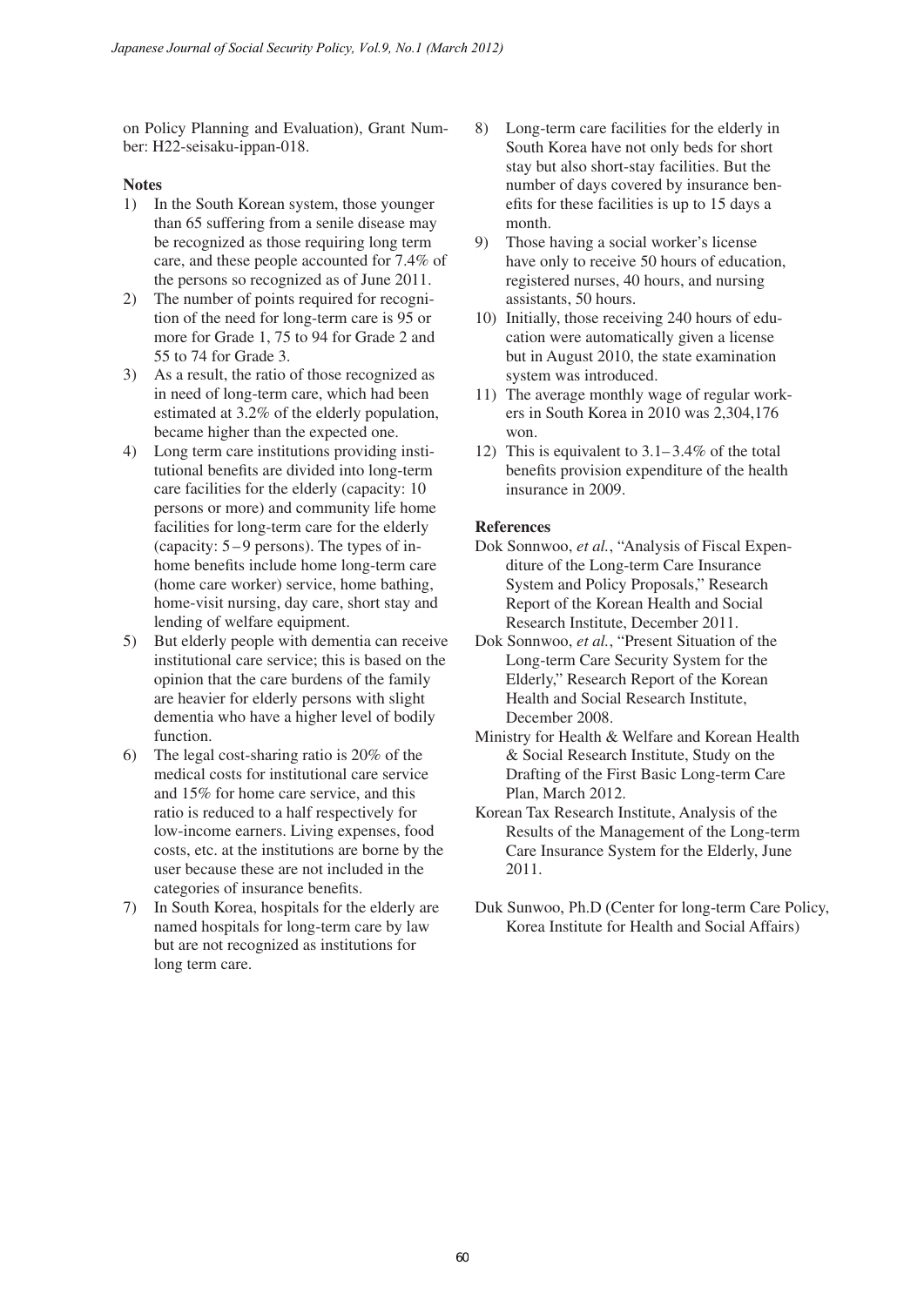on Policy Planning and Evaluation), Grant Number: H22-seisaku-ippan-018.

**Notes**

1) In the South Korean system, those younger than 65 suffering from a senile disease may be recognized as those requiring long term care, and these people accounted for 7.4% of the persons so recognized as of June 2011.
2) The number of points required for recognition of the need for long-term care is 95 or more for Grade 1, 75 to 94 for Grade 2 and 55 to 74 for Grade 3.
3) As a result, the ratio of those recognized as in need of long-term care, which had been estimated at 3.2% of the elderly population, became higher than the expected one.
4) Long term care institutions providing institutional benefits are divided into long-term care facilities for the elderly (capacity: 10 persons or more) and community life home facilities for long-term care for the elderly (capacity: 5–9 persons). The types of in-home benefits include home long-term care (home care worker) service, home bathing, home-visit nursing, day care, short stay and lending of welfare equipment.
5) But elderly people with dementia can receive institutional care service; this is based on the opinion that the care burdens of the family are heavier for elderly persons with slight dementia who have a higher level of bodily function.
6) The legal cost-sharing ratio is 20% of the medical costs for institutional care service and 15% for home care service, and this ratio is reduced to a half respectively for low-income earners. Living expenses, food costs, etc. at the institutions are borne by the user because these are not included in the categories of insurance benefits.
7) In South Korea, hospitals for the elderly are named hospitals for long-term care by law but are not recognized as institutions for long term care.
8) Long-term care facilities for the elderly in South Korea have not only beds for short stay but also short-stay facilities. But the number of days covered by insurance benefits for these facilities is up to 15 days a month.
9) Those having a social worker's license have only to receive 50 hours of education, registered nurses, 40 hours, and nursing assistants, 50 hours.
10) Initially, those receiving 240 hours of education were automatically given a license but in August 2010, the state examination system was introduced.
11) The average monthly wage of regular workers in South Korea in 2010 was 2,304,176 won.
12) This is equivalent to 3.1–3.4% of the total benefits provision expenditure of the health insurance in 2009.

**References**

Dok Sonnwoo, *et al.*, "Analysis of Fiscal Expenditure of the Long-term Care Insurance System and Policy Proposals," Research Report of the Korean Health and Social Research Institute, December 2011.

Dok Sonnwoo, *et al.*, "Present Situation of the Long-term Care Security System for the Elderly," Research Report of the Korean Health and Social Research Institute, December 2008.

Ministry for Health & Welfare and Korean Health & Social Research Institute, Study on the Drafting of the First Basic Long-term Care Plan, March 2012.

Korean Tax Research Institute, Analysis of the Results of the Management of the Long-term Care Insurance System for the Elderly, June 2011.

Duk Sunwoo, Ph.D (Center for long-term Care Policy, Korea Institute for Health and Social Affairs)